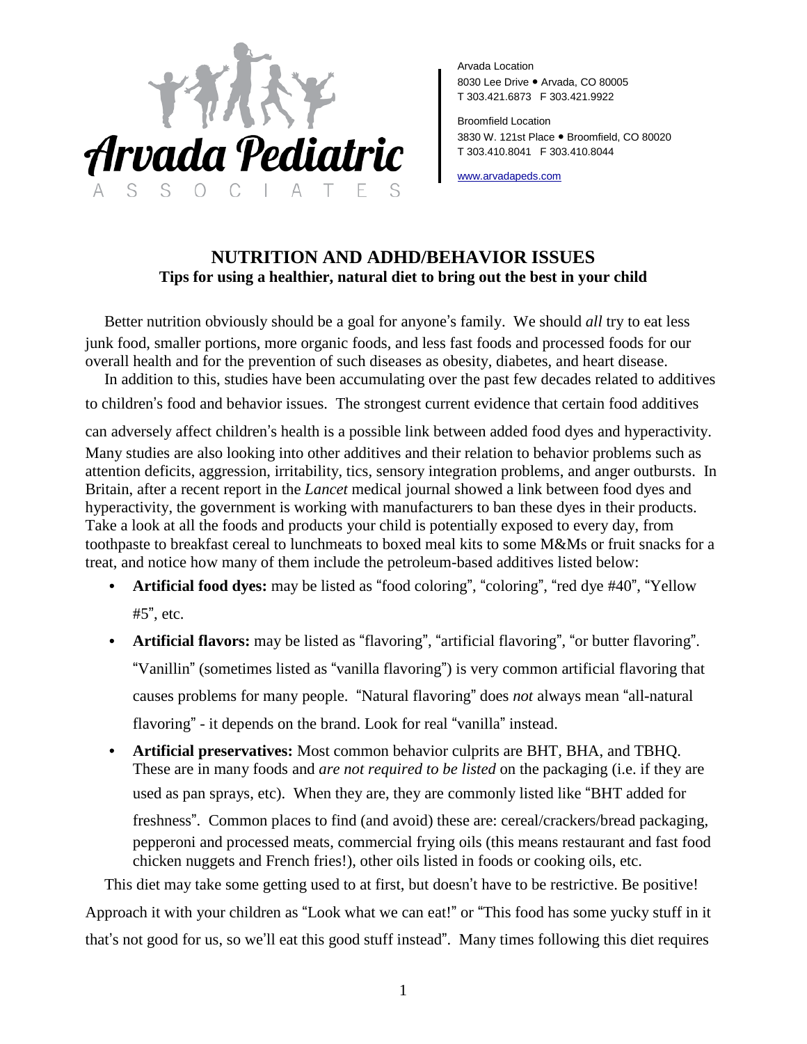Arvada Pediatric Associates

Arvada Location
8030 Lee Drive • Arvada, CO 80005
T 303.421.6873 F 303.421.9922

Broomfield Location
3830 W. 121st Place • Broomfield, CO 80020
T 303.410.8041 F 303.410.8044

www.arvadapeds.com

## NUTRITION AND ADHD/BEHAVIOR ISSUES

**Tips for using a healthier, natural diet to bring out the best in your child**

Better nutrition obviously should be a goal for anyone's family. We should *all* try to eat less junk food, smaller portions, more organic foods, and less fast foods and processed foods for our overall health and for the prevention of such diseases as obesity, diabetes, and heart disease.

In addition to this, studies have been accumulating over the past few decades related to additives to children's food and behavior issues. The strongest current evidence that certain food additives can adversely affect children's health is a possible link between added food dyes and hyperactivity. Many studies are also looking into other additives and their relation to behavior problems such as attention deficits, aggression, irritability, tics, sensory integration problems, and anger outbursts. In Britain, after a recent report in the *Lancet* medical journal showed a link between food dyes and hyperactivity, the government is working with manufacturers to ban these dyes in their products. Take a look at all the foods and products your child is potentially exposed to every day, from toothpaste to breakfast cereal to lunchmeats to boxed meal kits to some M&Ms or fruit snacks for a treat, and notice how many of them include the petroleum-based additives listed below:

- **Artificial food dyes:** may be listed as "food coloring", "coloring", "red dye #40", "Yellow #5", etc.
- **Artificial flavors:** may be listed as "flavoring", "artificial flavoring", "or butter flavoring". "Vanillin" (sometimes listed as "vanilla flavoring") is very common artificial flavoring that causes problems for many people. "Natural flavoring" does *not* always mean "all-natural flavoring" - it depends on the brand. Look for real "vanilla" instead.
- **Artificial preservatives:** Most common behavior culprits are BHT, BHA, and TBHQ. These are in many foods and *are not required to be listed* on the packaging (i.e. if they are used as pan sprays, etc). When they are, they are commonly listed like "BHT added for freshness". Common places to find (and avoid) these are: cereal/crackers/bread packaging, pepperoni and processed meats, commercial frying oils (this means restaurant and fast food chicken nuggets and French fries!), other oils listed in foods or cooking oils, etc.

This diet may take some getting used to at first, but doesn't have to be restrictive. Be positive! Approach it with your children as "Look what we can eat!" or "This food has some yucky stuff in it that's not good for us, so we'll eat this good stuff instead". Many times following this diet requires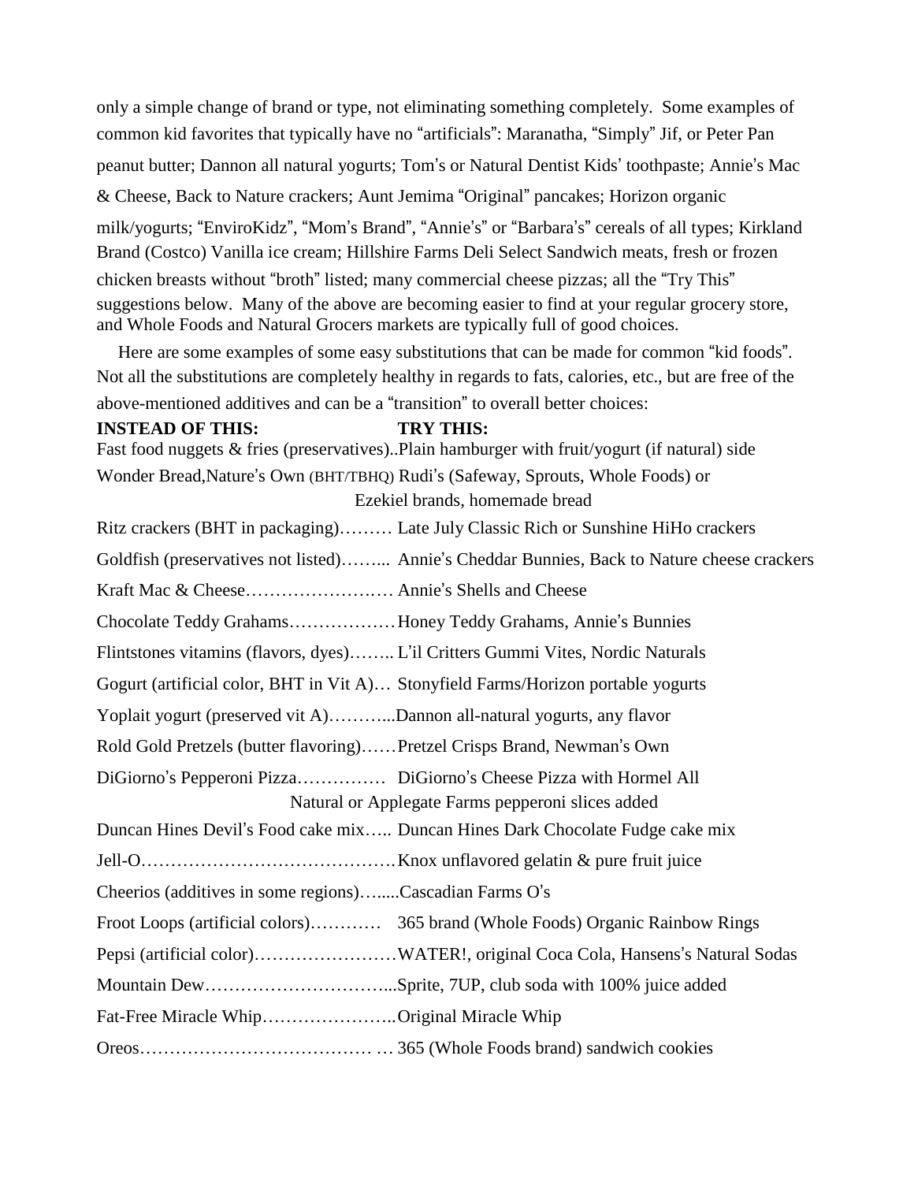only a simple change of brand or type, not eliminating something completely. Some examples of common kid favorites that typically have no "artificials": Maranatha, "Simply" Jif, or Peter Pan peanut butter; Dannon all natural yogurts; Tom's or Natural Dentist Kids' toothpaste; Annie's Mac & Cheese, Back to Nature crackers; Aunt Jemima "Original" pancakes; Horizon organic milk/yogurts; "EnviroKidz", "Mom's Brand", "Annie's" or "Barbara's" cereals of all types; Kirkland Brand (Costco) Vanilla ice cream; Hillshire Farms Deli Select Sandwich meats, fresh or frozen chicken breasts without "broth" listed; many commercial cheese pizzas; all the "Try This" suggestions below. Many of the above are becoming easier to find at your regular grocery store, and Whole Foods and Natural Grocers markets are typically full of good choices.

Here are some examples of some easy substitutions that can be made for common "kid foods". Not all the substitutions are completely healthy in regards to fats, calories, etc., but are free of the above-mentioned additives and can be a "transition" to overall better choices:

| INSTEAD OF THIS: | TRY THIS: |
| --- | --- |
| Fast food nuggets & fries (preservatives) | Plain hamburger with fruit/yogurt (if natural) side |
| Wonder Bread, Nature's Own (BHT/TBHQ) | Rudi's (Safeway, Sprouts, Whole Foods) or Ezekiel brands, homemade bread |
| Ritz crackers (BHT in packaging) | Late July Classic Rich or Sunshine HiHo crackers |
| Goldfish (preservatives not listed) | Annie's Cheddar Bunnies, Back to Nature cheese crackers |
| Kraft Mac & Cheese | Annie's Shells and Cheese |
| Chocolate Teddy Grahams | Honey Teddy Grahams, Annie's Bunnies |
| Flintstones vitamins (flavors, dyes) | L'il Critters Gummi Vites, Nordic Naturals |
| Gogurt (artificial color, BHT in Vit A) | Stonyfield Farms/Horizon portable yogurts |
| Yoplait yogurt (preserved vit A) | Dannon all-natural yogurts, any flavor |
| Rold Gold Pretzels (butter flavoring) | Pretzel Crisps Brand, Newman's Own |
| DiGiorno's Pepperoni Pizza | DiGiorno's Cheese Pizza with Hormel All Natural or Applegate Farms pepperoni slices added |
| Duncan Hines Devil's Food cake mix | Duncan Hines Dark Chocolate Fudge cake mix |
| Jell-O | Knox unflavored gelatin & pure fruit juice |
| Cheerios (additives in some regions) | Cascadian Farms O's |
| Froot Loops (artificial colors) | 365 brand (Whole Foods) Organic Rainbow Rings |
| Pepsi (artificial color) | WATER!, original Coca Cola, Hansens's Natural Sodas |
| Mountain Dew | Sprite, 7UP, club soda with 100% juice added |
| Fat-Free Miracle Whip | Original Miracle Whip |
| Oreos | 365 (Whole Foods brand) sandwich cookies |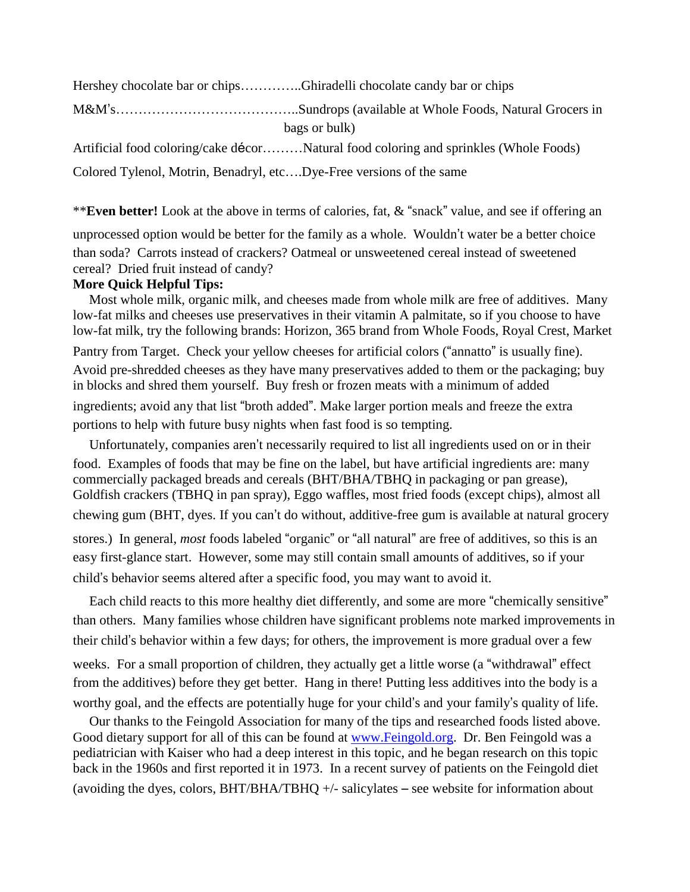Hershey chocolate bar or chips…………..Ghiradelli chocolate candy bar or chips

M&M's…………………………………..Sundrops (available at Whole Foods, Natural Grocers in bags or bulk)

Artificial food coloring/cake décor………Natural food coloring and sprinkles (Whole Foods)

Colored Tylenol, Motrin, Benadryl, etc….Dye-Free versions of the same

**Even better!** Look at the above in terms of calories, fat, & "snack" value, and see if offering an unprocessed option would be better for the family as a whole. Wouldn't water be a better choice than soda? Carrots instead of crackers? Oatmeal or unsweetened cereal instead of sweetened cereal? Dried fruit instead of candy?

**More Quick Helpful Tips:**

Most whole milk, organic milk, and cheeses made from whole milk are free of additives. Many low-fat milks and cheeses use preservatives in their vitamin A palmitate, so if you choose to have low-fat milk, try the following brands: Horizon, 365 brand from Whole Foods, Royal Crest, Market Pantry from Target. Check your yellow cheeses for artificial colors ("annatto" is usually fine). Avoid pre-shredded cheeses as they have many preservatives added to them or the packaging; buy in blocks and shred them yourself. Buy fresh or frozen meats with a minimum of added ingredients; avoid any that list "broth added". Make larger portion meals and freeze the extra portions to help with future busy nights when fast food is so tempting.

Unfortunately, companies aren't necessarily required to list all ingredients used on or in their food. Examples of foods that may be fine on the label, but have artificial ingredients are: many commercially packaged breads and cereals (BHT/BHA/TBHQ in packaging or pan grease), Goldfish crackers (TBHQ in pan spray), Eggo waffles, most fried foods (except chips), almost all chewing gum (BHT, dyes. If you can't do without, additive-free gum is available at natural grocery stores.) In general, *most* foods labeled "organic" or "all natural" are free of additives, so this is an easy first-glance start. However, some may still contain small amounts of additives, so if your child's behavior seems altered after a specific food, you may want to avoid it.

Each child reacts to this more healthy diet differently, and some are more "chemically sensitive" than others. Many families whose children have significant problems note marked improvements in their child's behavior within a few days; for others, the improvement is more gradual over a few weeks. For a small proportion of children, they actually get a little worse (a "withdrawal" effect from the additives) before they get better. Hang in there! Putting less additives into the body is a worthy goal, and the effects are potentially huge for your child's and your family's quality of life.

Our thanks to the Feingold Association for many of the tips and researched foods listed above. Good dietary support for all of this can be found at [www.Feingold.org](http://www.Feingold.org). Dr. Ben Feingold was a pediatrician with Kaiser who had a deep interest in this topic, and he began research on this topic back in the 1960s and first reported it in 1973. In a recent survey of patients on the Feingold diet (avoiding the dyes, colors, BHT/BHA/TBHQ +/- salicylates – see website for information about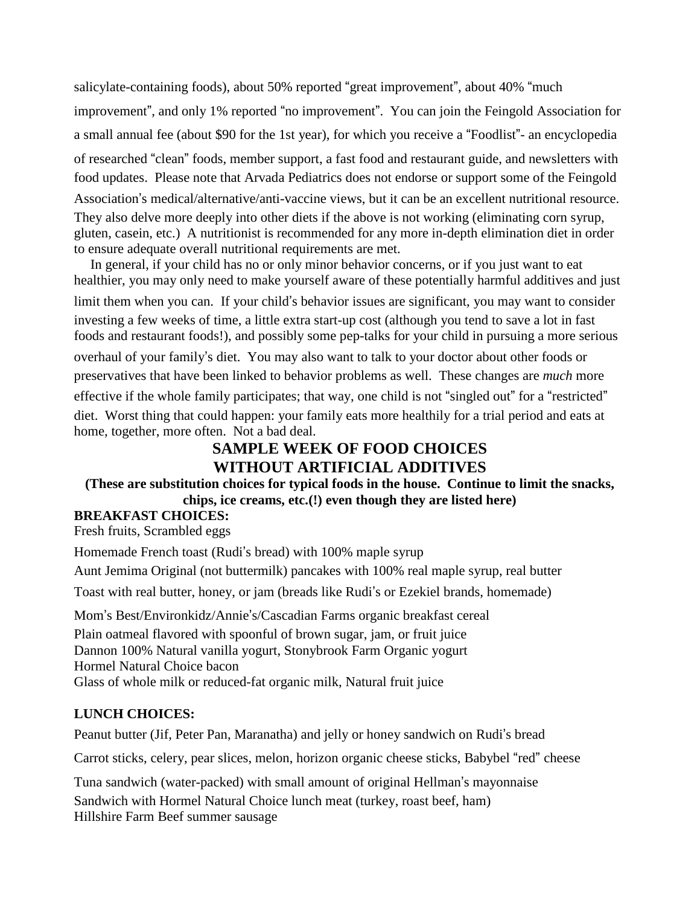salicylate-containing foods), about 50% reported "great improvement", about 40% "much improvement", and only 1% reported "no improvement". You can join the Feingold Association for a small annual fee (about $90 for the 1st year), for which you receive a "Foodlist"- an encyclopedia of researched "clean" foods, member support, a fast food and restaurant guide, and newsletters with food updates. Please note that Arvada Pediatrics does not endorse or support some of the Feingold Association's medical/alternative/anti-vaccine views, but it can be an excellent nutritional resource. They also delve more deeply into other diets if the above is not working (eliminating corn syrup, gluten, casein, etc.) A nutritionist is recommended for any more in-depth elimination diet in order to ensure adequate overall nutritional requirements are met.

In general, if your child has no or only minor behavior concerns, or if you just want to eat healthier, you may only need to make yourself aware of these potentially harmful additives and just limit them when you can. If your child's behavior issues are significant, you may want to consider investing a few weeks of time, a little extra start-up cost (although you tend to save a lot in fast foods and restaurant foods!), and possibly some pep-talks for your child in pursuing a more serious overhaul of your family's diet. You may also want to talk to your doctor about other foods or preservatives that have been linked to behavior problems as well. These changes are *much* more effective if the whole family participates; that way, one child is not "singled out" for a "restricted" diet. Worst thing that could happen: your family eats more healthily for a trial period and eats at home, together, more often. Not a bad deal.

## SAMPLE WEEK OF FOOD CHOICES WITHOUT ARTIFICIAL ADDITIVES

**(These are substitution choices for typical foods in the house. Continue to limit the snacks, chips, ice creams, etc.(!) even though they are listed here)**

**BREAKFAST CHOICES:**

Fresh fruits, Scrambled eggs

Homemade French toast (Rudi's bread) with 100% maple syrup

Aunt Jemima Original (not buttermilk) pancakes with 100% real maple syrup, real butter

Toast with real butter, honey, or jam (breads like Rudi's or Ezekiel brands, homemade)

Mom's Best/Environkidz/Annie's/Cascadian Farms organic breakfast cereal

Plain oatmeal flavored with spoonful of brown sugar, jam, or fruit juice

Dannon 100% Natural vanilla yogurt, Stonybrook Farm Organic yogurt

Hormel Natural Choice bacon

Glass of whole milk or reduced-fat organic milk, Natural fruit juice

**LUNCH CHOICES:**

Peanut butter (Jif, Peter Pan, Maranatha) and jelly or honey sandwich on Rudi's bread

Carrot sticks, celery, pear slices, melon, horizon organic cheese sticks, Babybel "red" cheese

Tuna sandwich (water-packed) with small amount of original Hellman's mayonnaise

Sandwich with Hormel Natural Choice lunch meat (turkey, roast beef, ham)

Hillshire Farm Beef summer sausage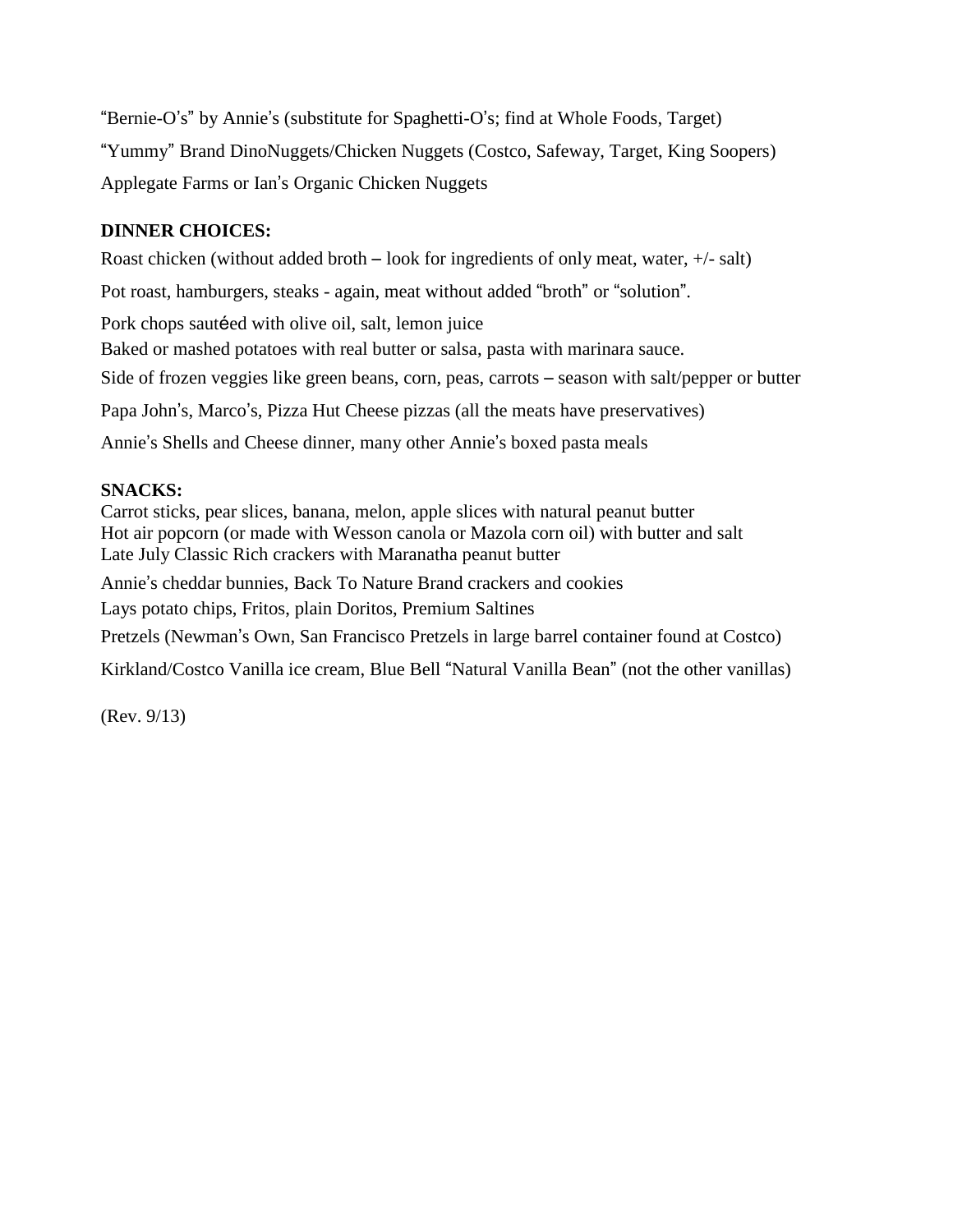"Bernie-O's" by Annie's (substitute for Spaghetti-O's; find at Whole Foods, Target)

"Yummy" Brand DinoNuggets/Chicken Nuggets (Costco, Safeway, Target, King Soopers)

Applegate Farms or Ian's Organic Chicken Nuggets

**DINNER CHOICES:**

Roast chicken (without added broth – look for ingredients of only meat, water, +/- salt)

Pot roast, hamburgers, steaks - again, meat without added "broth" or "solution".

Pork chops sautéed with olive oil, salt, lemon juice

Baked or mashed potatoes with real butter or salsa, pasta with marinara sauce.

Side of frozen veggies like green beans, corn, peas, carrots – season with salt/pepper or butter

Papa John's, Marco's, Pizza Hut Cheese pizzas (all the meats have preservatives)

Annie's Shells and Cheese dinner, many other Annie's boxed pasta meals

**SNACKS:**

Carrot sticks, pear slices, banana, melon, apple slices with natural peanut butter

Hot air popcorn (or made with Wesson canola or Mazola corn oil) with butter and salt

Late July Classic Rich crackers with Maranatha peanut butter

Annie's cheddar bunnies, Back To Nature Brand crackers and cookies

Lays potato chips, Fritos, plain Doritos, Premium Saltines

Pretzels (Newman's Own, San Francisco Pretzels in large barrel container found at Costco)

Kirkland/Costco Vanilla ice cream, Blue Bell "Natural Vanilla Bean" (not the other vanillas)

(Rev. 9/13)